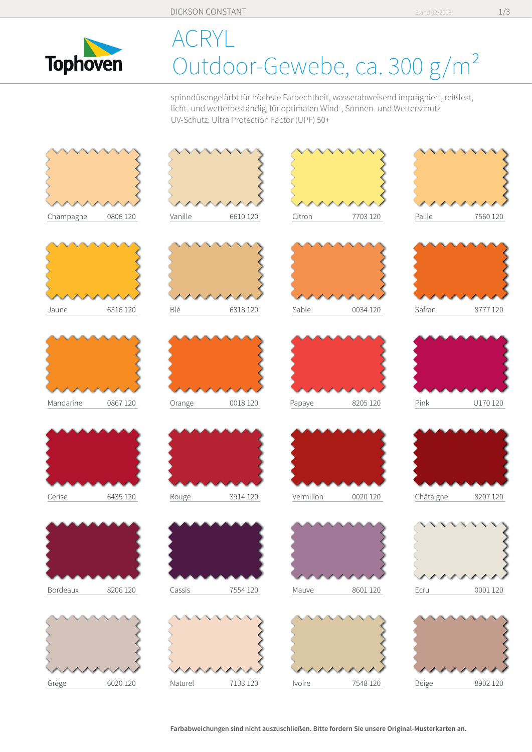DICKSON CONSTANT

Stand 02/2018

# ACRYL
# Outdoor-Gewebe, ca. 300 g/m²

spinndüsengefärbt für höchste Farbechtheit, wasserabweisend imprägniert, reißfest, licht- und wetterbeständig, für optimalen Wind-, Sonnen- und Wetterschutz
UV-Schutz: Ultra Protection Factor (UPF) 50+

| Farbe | Nr. |
|---|---|
| Champagne | 0806 120 |
| Vanille | 6610 120 |
| Citron | 7703 120 |
| Paille | 7560 120 |
| Jaune | 6316 120 |
| Blé | 6318 120 |
| Sable | 0034 120 |
| Safran | 8777 120 |
| Mandarine | 0867 120 |
| Orange | 0018 120 |
| Papaye | 8205 120 |
| Pink | U170 120 |
| Cerise | 6435 120 |
| Rouge | 3914 120 |
| Vermillon | 0020 120 |
| Châtaigne | 8207 120 |
| Bordeaux | 8206 120 |
| Cassis | 7554 120 |
| Mauve | 8601 120 |
| Ecru | 0001 120 |
| Grège | 6020 120 |
| Naturel | 7133 120 |
| Ivoire | 7548 120 |
| Beige | 8902 120 |

**Farbabweichungen sind nicht auszuschließen. Bitte fordern Sie unsere Original-Musterkarten an.**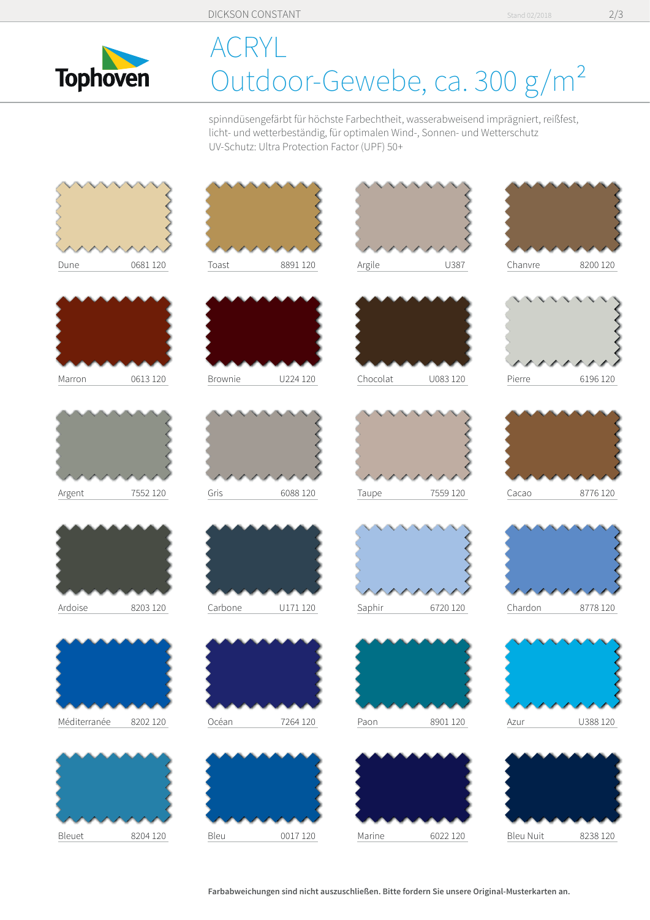DICKSON CONSTANT

Stand 02/2018

Tophoven

# ACRYL
# Outdoor-Gewebe, ca. 300 g/m²

spinndüsengefärbt für höchste Farbechtheit, wasserabweisend imprägniert, reißfest, licht- und wetterbeständig, für optimalen Wind-, Sonnen- und Wetterschutz
UV-Schutz: Ultra Protection Factor (UPF) 50+

| Farbe | Nummer | Farbe | Nummer | Farbe | Nummer | Farbe | Nummer |
|---|---|---|---|---|---|---|---|
| Dune | 0681 120 | Toast | 8891 120 | Argile | U387 | Chanvre | 8200 120 |
| Marron | 0613 120 | Brownie | U224 120 | Chocolat | U083 120 | Pierre | 6196 120 |
| Argent | 7552 120 | Gris | 6088 120 | Taupe | 7559 120 | Cacao | 8776 120 |
| Ardoise | 8203 120 | Carbone | U171 120 | Saphir | 6720 120 | Chardon | 8778 120 |
| Méditerranée | 8202 120 | Océan | 7264 120 | Paon | 8901 120 | Azur | U388 120 |
| Bleuet | 8204 120 | Bleu | 0017 120 | Marine | 6022 120 | Bleu Nuit | 8238 120 |

**Farbabweichungen sind nicht auszuschließen. Bitte fordern Sie unsere Original-Musterkarten an.**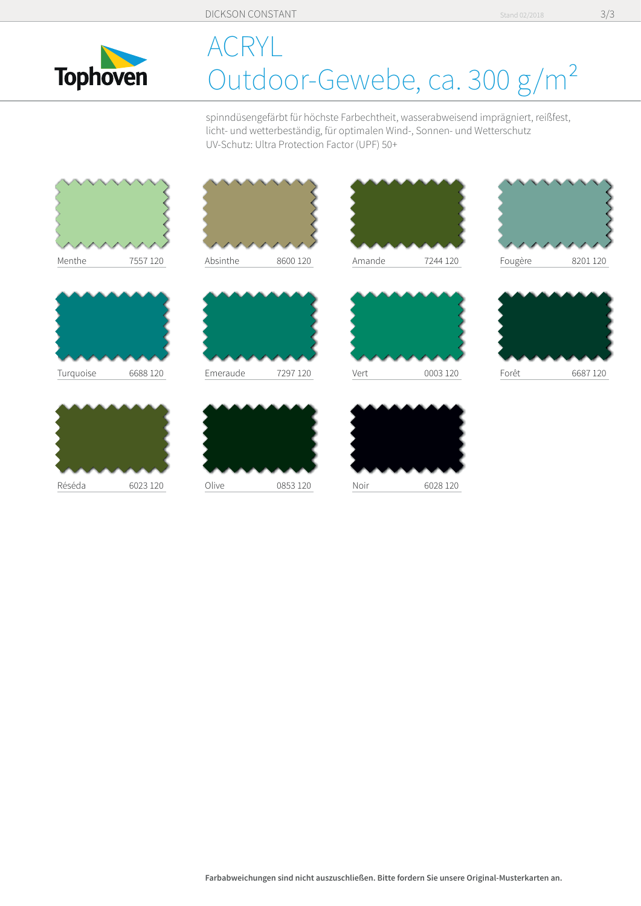# ACRYL
# Outdoor-Gewebe, ca. 300 g/m$^2$

spinndüsengefärbt für höchste Farbechtheit, wasserabweisend imprägniert, reißfest, licht- und wetterbeständig, für optimalen Wind-, Sonnen- und Wetterschutz
UV-Schutz: Ultra Protection Factor (UPF) 50+

Menthe 7557 120

Absinthe 8600 120

Amande 7244 120

Fougère 8201 120

Turquoise 6688 120

Emeraude 7297 120

Vert 0003 120

Forêt 6687 120

Réséda 6023 120

Olive 0853 120

Noir 6028 120

**Farbabweichungen sind nicht auszuschließen. Bitte fordern Sie unsere Original-Musterkarten an.**